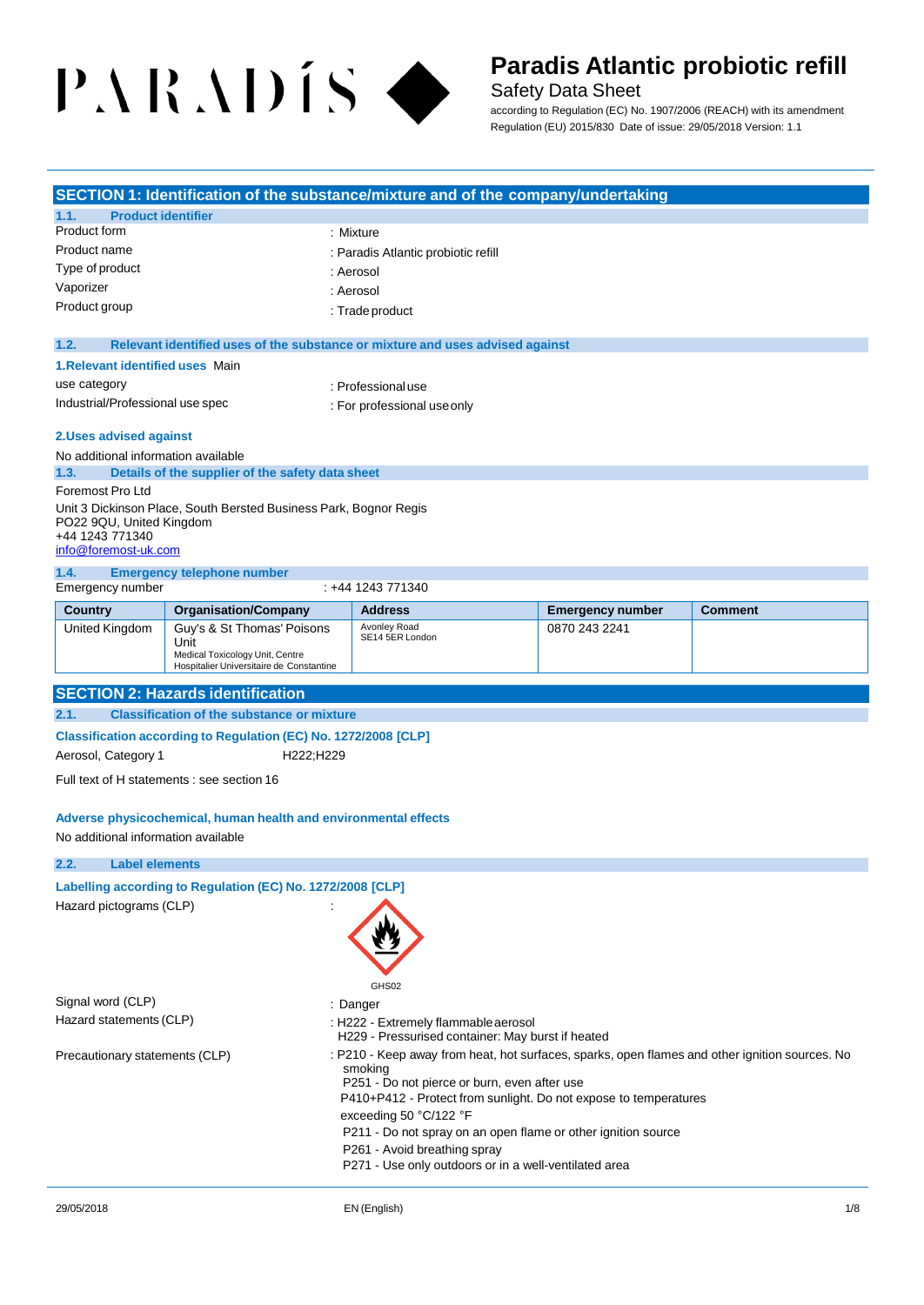PARADÍS

# Paradis Atlantic probiotic refill

Safety Data Sheet

according to Regulation (EC) No. 1907/2006 (REACH) with its amendment Regulation (EU) 2015/830 Date of issue: 29/05/2018 Version: 1.1

## SECTION 1: Identification of the substance/mixture and of the company/undertaking

### 1.1. Product identifier

Product form : Mixture

Product name : Paradis Atlantic probiotic refill

Type of product : Aerosol

Vaporizer : Aerosol

Product group : Trade product

### 1.2. Relevant identified uses of the substance or mixture and uses advised against

**1.Relevant identified uses** Main

use category : Professional use

Industrial/Professional use spec : For professional use only

**2.Uses advised against**

No additional information available

### 1.3. Details of the supplier of the safety data sheet

Foremost Pro Ltd

Unit 3 Dickinson Place, South Bersted Business Park, Bognor Regis
PO22 9QU, United Kingdom
+44 1243 771340
info@foremost-uk.com

### 1.4. Emergency telephone number

Emergency number : +44 1243 771340

| Country | Organisation/Company | Address | Emergency number | Comment |
|---|---|---|---|---|
| United Kingdom | Guy's & St Thomas' Poisons Unit Medical Toxicology Unit, Centre Hospitalier Universitaire de Constantine | Avonley Road SE14 5ER London | 0870 243 2241 | |

## SECTION 2: Hazards identification

### 2.1. Classification of the substance or mixture

**Classification according to Regulation (EC) No. 1272/2008 [CLP]**

Aerosol, Category 1 H222;H229

Full text of H statements : see section 16

**Adverse physicochemical, human health and environmental effects**

No additional information available

### 2.2. Label elements

**Labelling according to Regulation (EC) No. 1272/2008 [CLP]**

Hazard pictograms (CLP) :

GHS02

Signal word (CLP) : Danger

Hazard statements (CLP) : H222 - Extremely flammable aerosol
H229 - Pressurised container: May burst if heated

Precautionary statements (CLP) : P210 - Keep away from heat, hot surfaces, sparks, open flames and other ignition sources. No smoking
P251 - Do not pierce or burn, even after use
P410+P412 - Protect from sunlight. Do not expose to temperatures exceeding 50 °C/122 °F
P211 - Do not spray on an open flame or other ignition source
P261 - Avoid breathing spray
P271 - Use only outdoors or in a well-ventilated area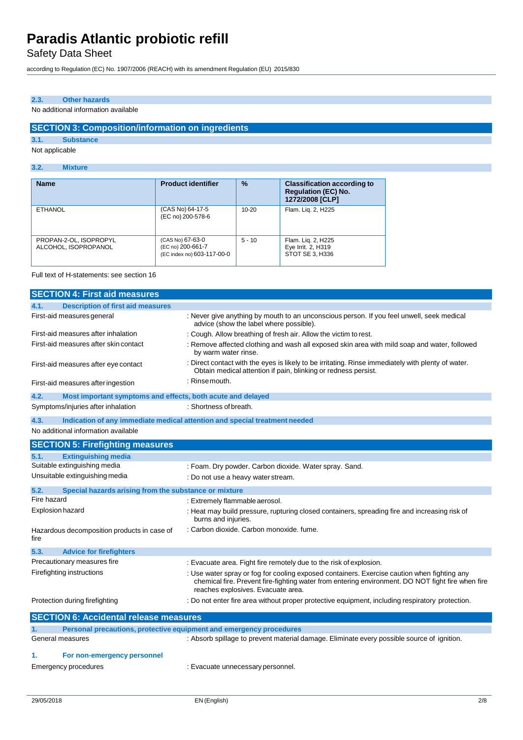### 2.3. Other hazards

No additional information available

## SECTION 3: Composition/information on ingredients

### 3.1. Substance

Not applicable

### 3.2. Mixture

| Name | Product identifier | % | Classification according to Regulation (EC) No. 1272/2008 [CLP] |
|---|---|---|---|
| ETHANOL | (CAS No) 64-17-5<br>(EC no) 200-578-6 | 10-20 | Flam. Liq. 2, H225 |
| PROPAN-2-OL, ISOPROPYL ALCOHOL, ISOPROPANOL | (CAS No) 67-63-0<br>(EC no) 200-661-7<br>(EC index no) 603-117-00-0 | 5 - 10 | Flam. Liq. 2, H225<br>Eye Irrit. 2, H319<br>STOT SE 3, H336 |

Full text of H-statements: see section 16

## SECTION 4: First aid measures

### 4.1. Description of first aid measures

First-aid measures general : Never give anything by mouth to an unconscious person. If you feel unwell, seek medical advice (show the label where possible).

First-aid measures after inhalation : Cough. Allow breathing of fresh air. Allow the victim to rest.

First-aid measures after skin contact : Remove affected clothing and wash all exposed skin area with mild soap and water, followed by warm water rinse.

First-aid measures after eye contact : Direct contact with the eyes is likely to be irritating. Rinse immediately with plenty of water. Obtain medical attention if pain, blinking or redness persist.

First-aid measures after ingestion : Rinse mouth.

### 4.2. Most important symptoms and effects, both acute and delayed

Symptoms/injuries after inhalation : Shortness of breath.

### 4.3. Indication of any immediate medical attention and special treatment needed

No additional information available

## SECTION 5: Firefighting measures

### 5.1. Extinguishing media

Suitable extinguishing media : Foam. Dry powder. Carbon dioxide. Water spray. Sand.

Unsuitable extinguishing media : Do not use a heavy water stream.

### 5.2. Special hazards arising from the substance or mixture

Fire hazard : Extremely flammable aerosol.

Explosion hazard : Heat may build pressure, rupturing closed containers, spreading fire and increasing risk of burns and injuries.

Hazardous decomposition products in case of fire : Carbon dioxide. Carbon monoxide. fume.

### 5.3. Advice for firefighters

Precautionary measures fire : Evacuate area. Fight fire remotely due to the risk of explosion.

Firefighting instructions : Use water spray or fog for cooling exposed containers. Exercise caution when fighting any chemical fire. Prevent fire-fighting water from entering environment. DO NOT fight fire when fire reaches explosives. Evacuate area.

Protection during firefighting : Do not enter fire area without proper protective equipment, including respiratory protection.

## SECTION 6: Accidental release measures

### 1. Personal precautions, protective equipment and emergency procedures

General measures : Absorb spillage to prevent material damage. Eliminate every possible source of ignition.

### 1. For non-emergency personnel

Emergency procedures : Evacuate unnecessary personnel.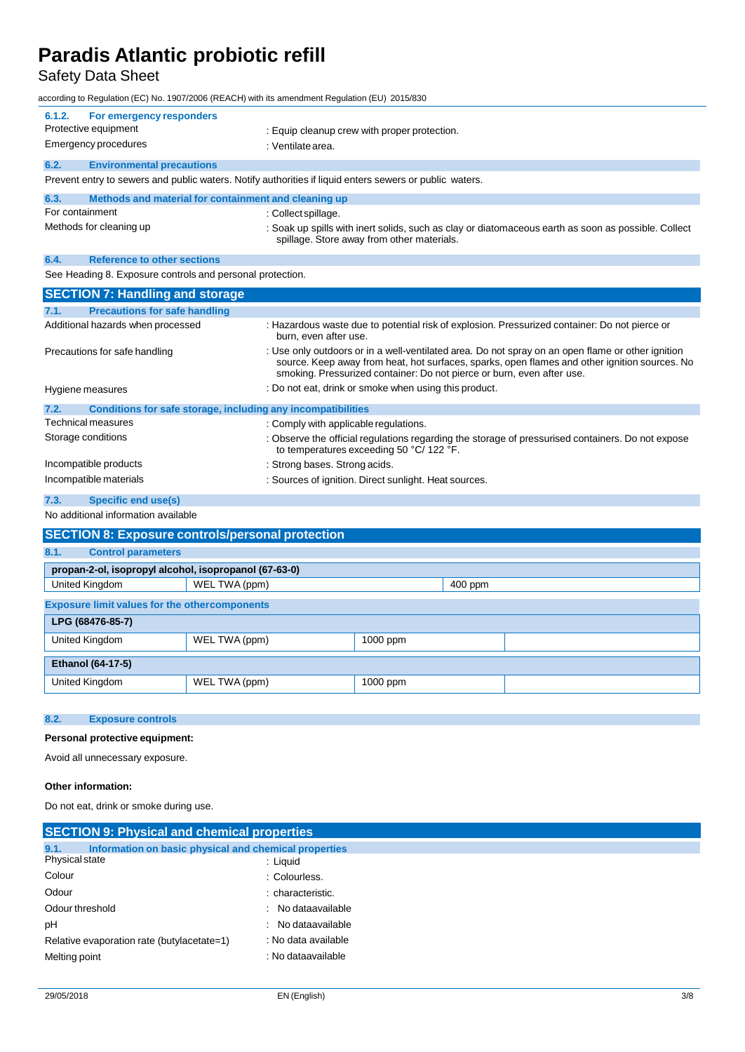#### 6.1.2. For emergency responders

| | |
|---|---|
| Protective equipment | : Equip cleanup crew with proper protection. |
| Emergency procedures | : Ventilate area. |

### 6.2. Environmental precautions

Prevent entry to sewers and public waters. Notify authorities if liquid enters sewers or public waters.

### 6.3. Methods and material for containment and cleaning up

| | |
|---|---|
| For containment | : Collect spillage. |
| Methods for cleaning up | : Soak up spills with inert solids, such as clay or diatomaceous earth as soon as possible. Collect spillage. Store away from other materials. |

### 6.4. Reference to other sections

See Heading 8. Exposure controls and personal protection.

## SECTION 7: Handling and storage

### 7.1. Precautions for safe handling

| | |
|---|---|
| Additional hazards when processed | : Hazardous waste due to potential risk of explosion. Pressurized container: Do not pierce or burn, even after use. |
| Precautions for safe handling | : Use only outdoors or in a well-ventilated area. Do not spray on an open flame or other ignition source. Keep away from heat, hot surfaces, sparks, open flames and other ignition sources. No smoking. Pressurized container: Do not pierce or burn, even after use. |
| Hygiene measures | : Do not eat, drink or smoke when using this product. |

### 7.2. Conditions for safe storage, including any incompatibilities

| | |
|---|---|
| Technical measures | : Comply with applicable regulations. |
| Storage conditions | : Observe the official regulations regarding the storage of pressurised containers. Do not expose to temperatures exceeding 50 °C/ 122 °F. |
| Incompatible products | : Strong bases. Strong acids. |
| Incompatible materials | : Sources of ignition. Direct sunlight. Heat sources. |

### 7.3. Specific end use(s)

No additional information available

## SECTION 8: Exposure controls/personal protection

### 8.1. Control parameters

| propan-2-ol, isopropyl alcohol, isopropanol (67-63-0) | | |
|---|---|---|
| United Kingdom | WEL TWA (ppm) | 400 ppm |

**Exposure limit values for the othercomponents**

| LPG (68476-85-7) | | | |
|---|---|---|---|
| United Kingdom | WEL TWA (ppm) | 1000 ppm | |

| Ethanol (64-17-5) | | | |
|---|---|---|---|
| United Kingdom | WEL TWA (ppm) | 1000 ppm | |

### 8.2. Exposure controls

**Personal protective equipment:**

Avoid all unnecessary exposure.

**Other information:**

Do not eat, drink or smoke during use.

## SECTION 9: Physical and chemical properties

### 9.1. Information on basic physical and chemical properties

| | |
|---|---|
| Physical state | : Liquid |
| Colour | : Colourless. |
| Odour | : characteristic. |
| Odour threshold | : No dataavailable |
| pH | : No dataavailable |
| Relative evaporation rate (butylacetate=1) | : No data available |
| Melting point | : No dataavailable |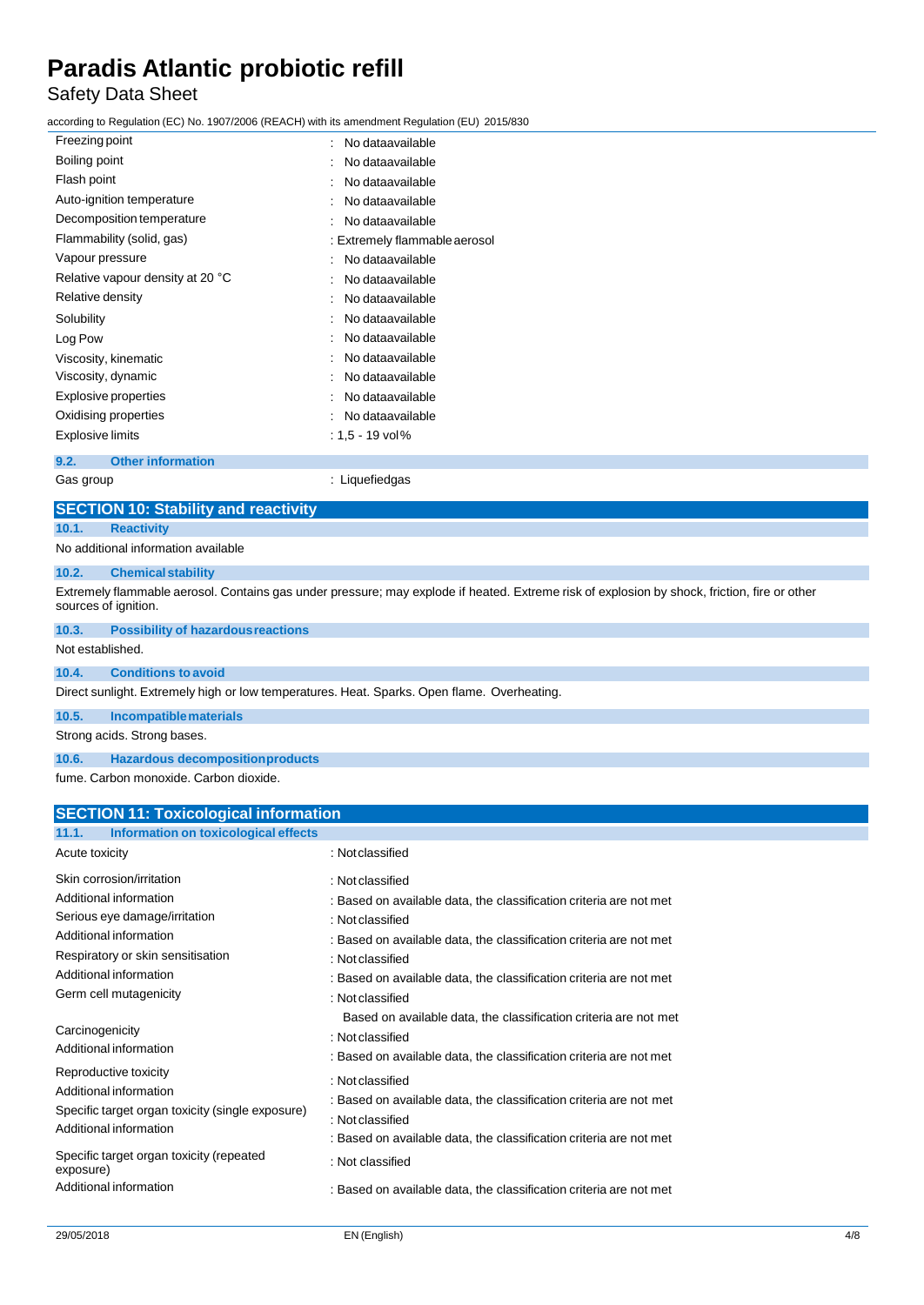| | |
|---|---|
| Freezing point | : No dataavailable |
| Boiling point | : No dataavailable |
| Flash point | : No dataavailable |
| Auto-ignition temperature | : No dataavailable |
| Decomposition temperature | : No dataavailable |
| Flammability (solid, gas) | : Extremely flammable aerosol |
| Vapour pressure | : No dataavailable |
| Relative vapour density at 20 °C | : No dataavailable |
| Relative density | : No dataavailable |
| Solubility | : No dataavailable |
| Log Pow | : No dataavailable |
| Viscosity, kinematic | : No dataavailable |
| Viscosity, dynamic | : No dataavailable |
| Explosive properties | : No dataavailable |
| Oxidising properties | : No dataavailable |
| Explosive limits | : 1,5 - 19 vol% |

### 9.2. Other information

| | |
|---|---|
| Gas group | : Liquefiedgas |

## SECTION 10: Stability and reactivity

### 10.1. Reactivity

No additional information available

### 10.2. Chemical stability

Extremely flammable aerosol. Contains gas under pressure; may explode if heated. Extreme risk of explosion by shock, friction, fire or other sources of ignition.

### 10.3. Possibility of hazardous reactions

Not established.

### 10.4. Conditions to avoid

Direct sunlight. Extremely high or low temperatures. Heat. Sparks. Open flame. Overheating.

### 10.5. Incompatible materials

Strong acids. Strong bases.

### 10.6. Hazardous decomposition products

fume. Carbon monoxide. Carbon dioxide.

## SECTION 11: Toxicological information

### 11.1. Information on toxicological effects

| | |
|---|---|
| Acute toxicity | : Not classified |
| Skin corrosion/irritation | : Not classified |
| Additional information | : Based on available data, the classification criteria are not met |
| Serious eye damage/irritation | : Not classified |
| Additional information | : Based on available data, the classification criteria are not met |
| Respiratory or skin sensitisation | : Not classified |
| Additional information | : Based on available data, the classification criteria are not met |
| Germ cell mutagenicity | : Not classified<br>Based on available data, the classification criteria are not met |
| Carcinogenicity | : Not classified |
| Additional information | : Based on available data, the classification criteria are not met |
| Reproductive toxicity | : Not classified |
| Additional information | : Based on available data, the classification criteria are not met |
| Specific target organ toxicity (single exposure) | : Not classified |
| Additional information | : Based on available data, the classification criteria are not met |
| Specific target organ toxicity (repeated exposure) | : Not classified |
| Additional information | : Based on available data, the classification criteria are not met |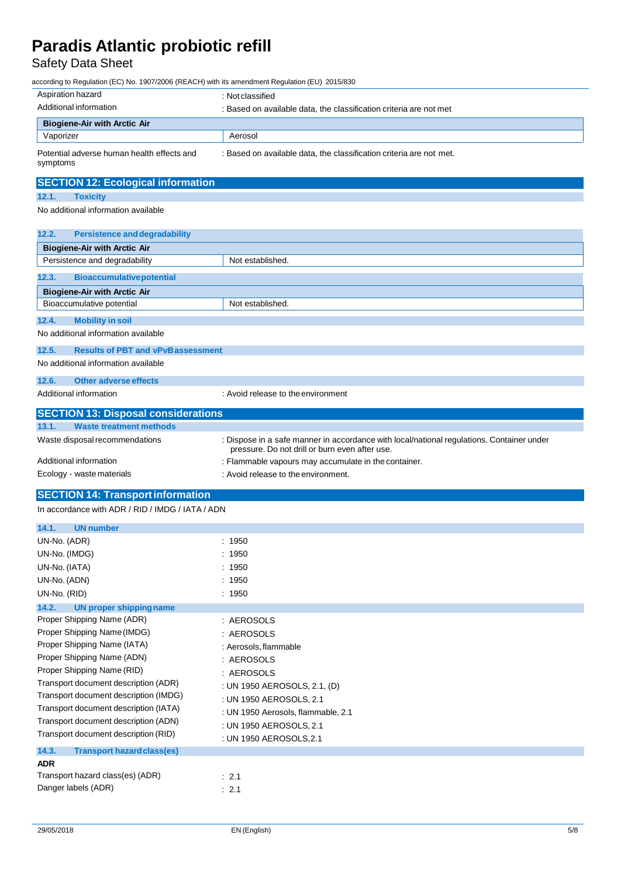| | |
|---|---|
| Aspiration hazard | : Not classified |
| Additional information | : Based on available data, the classification criteria are not met |

| Biogiene-Air with Arctic Air | |
|---|---|
| Vaporizer | Aerosol |

| | |
|---|---|
| Potential adverse human health effects and symptoms | : Based on available data, the classification criteria are not met. |

## SECTION 12: Ecological information

### 12.1. Toxicity

No additional information available

### 12.2. Persistence and degradability

| Biogiene-Air with Arctic Air | |
|---|---|
| Persistence and degradability | Not established. |

### 12.3. Bioaccumulative potential

| Biogiene-Air with Arctic Air | |
|---|---|
| Bioaccumulative potential | Not established. |

### 12.4. Mobility in soil

No additional information available

### 12.5. Results of PBT and vPvB assessment

No additional information available

### 12.6. Other adverse effects

| | |
|---|---|
| Additional information | : Avoid release to the environment |

## SECTION 13: Disposal considerations

### 13.1. Waste treatment methods

| | |
|---|---|
| Waste disposal recommendations | : Dispose in a safe manner in accordance with local/national regulations. Container under pressure. Do not drill or burn even after use. |
| Additional information | : Flammable vapours may accumulate in the container. |
| Ecology - waste materials | : Avoid release to the environment. |

## SECTION 14: Transport information

In accordance with ADR / RID / IMDG / IATA / ADN

### 14.1. UN number

| | |
|---|---|
| UN-No. (ADR) | : 1950 |
| UN-No. (IMDG) | : 1950 |
| UN-No. (IATA) | : 1950 |
| UN-No. (ADN) | : 1950 |
| UN-No. (RID) | : 1950 |

### 14.2. UN proper shipping name

| | |
|---|---|
| Proper Shipping Name (ADR) | : AEROSOLS |
| Proper Shipping Name (IMDG) | : AEROSOLS |
| Proper Shipping Name (IATA) | : Aerosols, flammable |
| Proper Shipping Name (ADN) | : AEROSOLS |
| Proper Shipping Name (RID) | : AEROSOLS |
| Transport document description (ADR) | : UN 1950 AEROSOLS, 2.1, (D) |
| Transport document description (IMDG) | : UN 1950 AEROSOLS, 2.1 |
| Transport document description (IATA) | : UN 1950 Aerosols, flammable, 2.1 |
| Transport document description (ADN) | : UN 1950 AEROSOLS, 2.1 |
| Transport document description (RID) | : UN 1950 AEROSOLS,2.1 |

### 14.3. Transport hazard class(es)

**ADR**

| | |
|---|---|
| Transport hazard class(es) (ADR) | : 2.1 |
| Danger labels (ADR) | : 2.1 |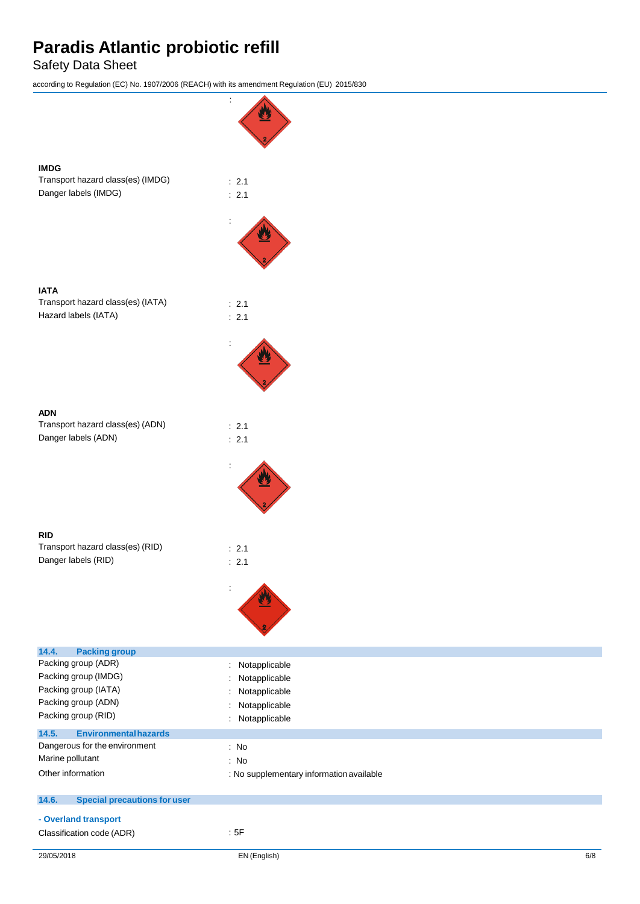:

**IMDG**

Transport hazard class(es) (IMDG) : 2.1

Danger labels (IMDG) : 2.1

:

**IATA**

Transport hazard class(es) (IATA) : 2.1

Hazard labels (IATA) : 2.1

:

**ADN**

Transport hazard class(es) (ADN) : 2.1

Danger labels (ADN) : 2.1

:

**RID**

Transport hazard class(es) (RID) : 2.1

Danger labels (RID) : 2.1

:

### 14.4. Packing group

Packing group (ADR) : Notapplicable

Packing group (IMDG) : Notapplicable

Packing group (IATA) : Notapplicable

Packing group (ADN) : Notapplicable

Packing group (RID) : Notapplicable

### 14.5. Environmental hazards

Dangerous for the environment : No

Marine pollutant : No

Other information : No supplementary information available

### 14.6. Special precautions for user

**- Overland transport**

Classification code (ADR) : 5F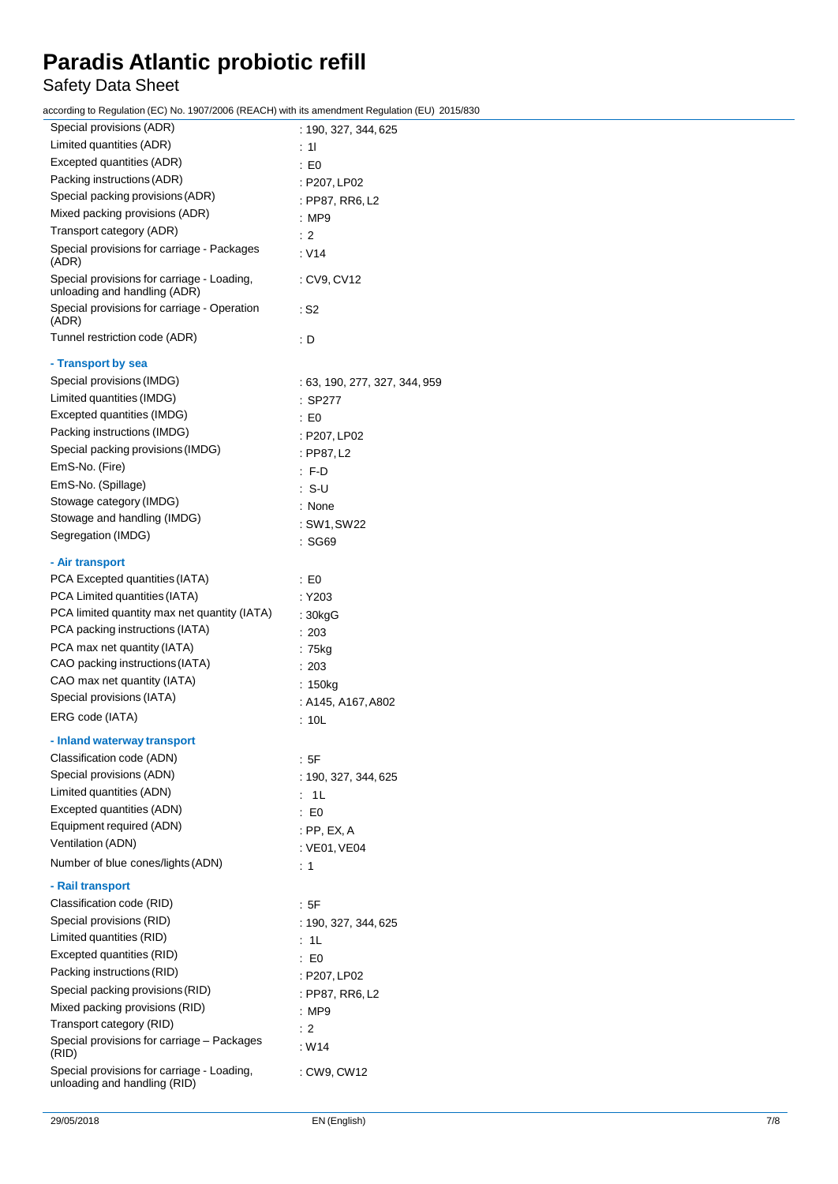| | |
|---|---|
| Special provisions (ADR) | : 190, 327, 344, 625 |
| Limited quantities (ADR) | : 1l |
| Excepted quantities (ADR) | : E0 |
| Packing instructions (ADR) | : P207, LP02 |
| Special packing provisions (ADR) | : PP87, RR6, L2 |
| Mixed packing provisions (ADR) | : MP9 |
| Transport category (ADR) | : 2 |
| Special provisions for carriage - Packages (ADR) | : V14 |
| Special provisions for carriage - Loading, unloading and handling (ADR) | : CV9, CV12 |
| Special provisions for carriage - Operation (ADR) | : S2 |
| Tunnel restriction code (ADR) | : D |

**- Transport by sea**

| | |
|---|---|
| Special provisions (IMDG) | : 63, 190, 277, 327, 344, 959 |
| Limited quantities (IMDG) | : SP277 |
| Excepted quantities (IMDG) | : E0 |
| Packing instructions (IMDG) | : P207, LP02 |
| Special packing provisions (IMDG) | : PP87, L2 |
| EmS-No. (Fire) | : F-D |
| EmS-No. (Spillage) | : S-U |
| Stowage category (IMDG) | : None |
| Stowage and handling (IMDG) | : SW1, SW22 |
| Segregation (IMDG) | : SG69 |

**- Air transport**

| | |
|---|---|
| PCA Excepted quantities (IATA) | : E0 |
| PCA Limited quantities (IATA) | : Y203 |
| PCA limited quantity max net quantity (IATA) | : 30kgG |
| PCA packing instructions (IATA) | : 203 |
| PCA max net quantity (IATA) | : 75kg |
| CAO packing instructions (IATA) | : 203 |
| CAO max net quantity (IATA) | : 150kg |
| Special provisions (IATA) | : A145, A167, A802 |
| ERG code (IATA) | : 10L |

**- Inland waterway transport**

| | |
|---|---|
| Classification code (ADN) | : 5F |
| Special provisions (ADN) | : 190, 327, 344, 625 |
| Limited quantities (ADN) | : 1L |
| Excepted quantities (ADN) | : E0 |
| Equipment required (ADN) | : PP, EX, A |
| Ventilation (ADN) | : VE01, VE04 |
| Number of blue cones/lights (ADN) | : 1 |

**- Rail transport**

| | |
|---|---|
| Classification code (RID) | : 5F |
| Special provisions (RID) | : 190, 327, 344, 625 |
| Limited quantities (RID) | : 1L |
| Excepted quantities (RID) | : E0 |
| Packing instructions (RID) | : P207, LP02 |
| Special packing provisions (RID) | : PP87, RR6, L2 |
| Mixed packing provisions (RID) | : MP9 |
| Transport category (RID) | : 2 |
| Special provisions for carriage – Packages (RID) | : W14 |
| Special provisions for carriage - Loading, unloading and handling (RID) | : CW9, CW12 |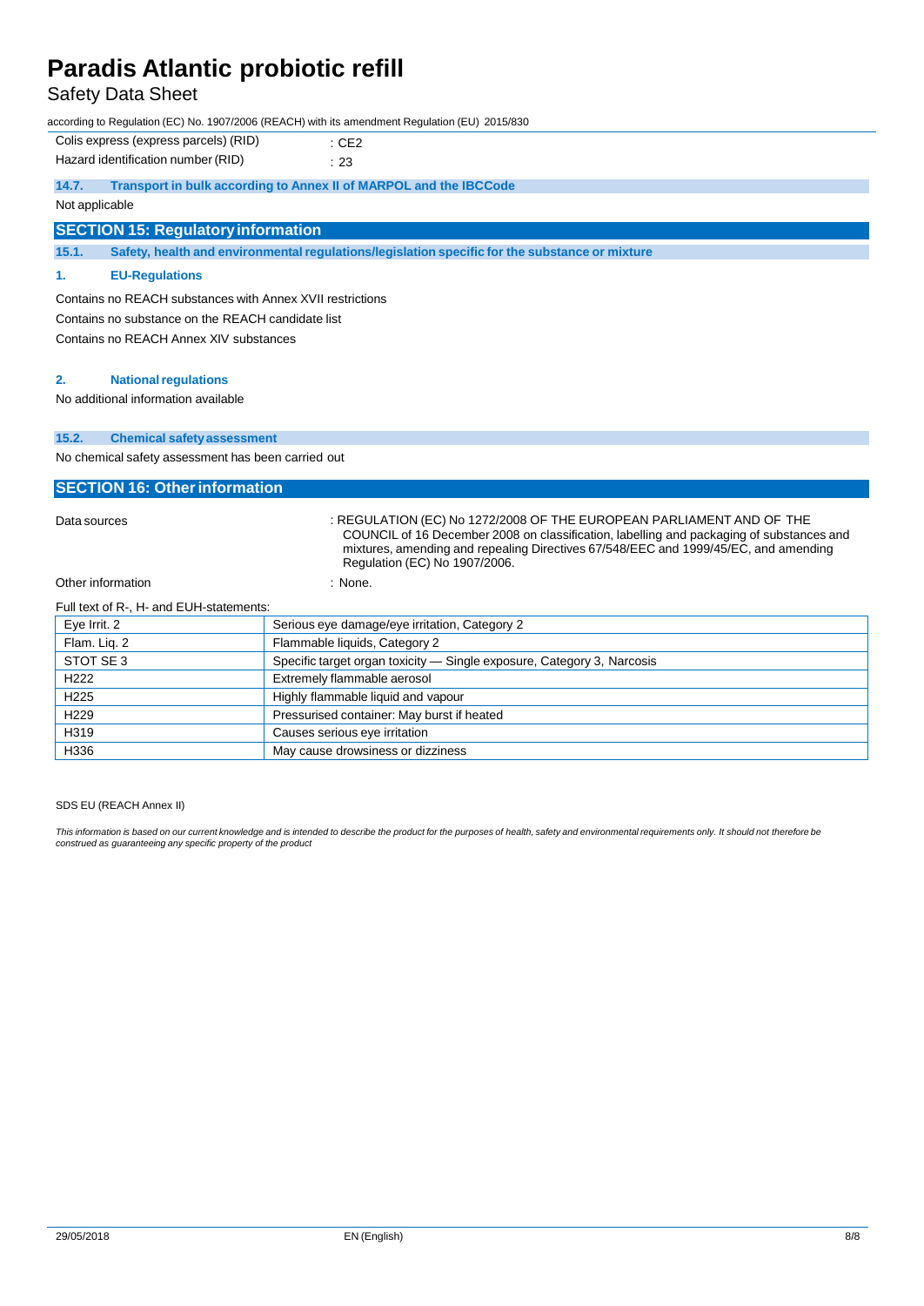| | |
|---|---|
| Colis express (express parcels) (RID) | : CE2 |
| Hazard identification number (RID) | : 23 |

### 14.7. Transport in bulk according to Annex II of MARPOL and the IBCCode

Not applicable

## SECTION 15: Regulatory information

### 15.1. Safety, health and environmental regulations/legislation specific for the substance or mixture

#### 1. EU-Regulations

Contains no REACH substances with Annex XVII restrictions

Contains no substance on the REACH candidate list

Contains no REACH Annex XIV substances

#### 2. National regulations

No additional information available

### 15.2. Chemical safety assessment

No chemical safety assessment has been carried out

## SECTION 16: Other information

| | |
|---|---|
| Data sources | : REGULATION (EC) No 1272/2008 OF THE EUROPEAN PARLIAMENT AND OF THE COUNCIL of 16 December 2008 on classification, labelling and packaging of substances and mixtures, amending and repealing Directives 67/548/EEC and 1999/45/EC, and amending Regulation (EC) No 1907/2006. |
| Other information | : None. |

Full text of R-, H- and EUH-statements:

| | |
|---|---|
| Eye Irrit. 2 | Serious eye damage/eye irritation, Category 2 |
| Flam. Liq. 2 | Flammable liquids, Category 2 |
| STOT SE 3 | Specific target organ toxicity — Single exposure, Category 3, Narcosis |
| H222 | Extremely flammable aerosol |
| H225 | Highly flammable liquid and vapour |
| H229 | Pressurised container: May burst if heated |
| H319 | Causes serious eye irritation |
| H336 | May cause drowsiness or dizziness |

SDS EU (REACH Annex II)

*This information is based on our current knowledge and is intended to describe the product for the purposes of health, safety and environmental requirements only. It should not therefore be construed as guaranteeing any specific property of the product*